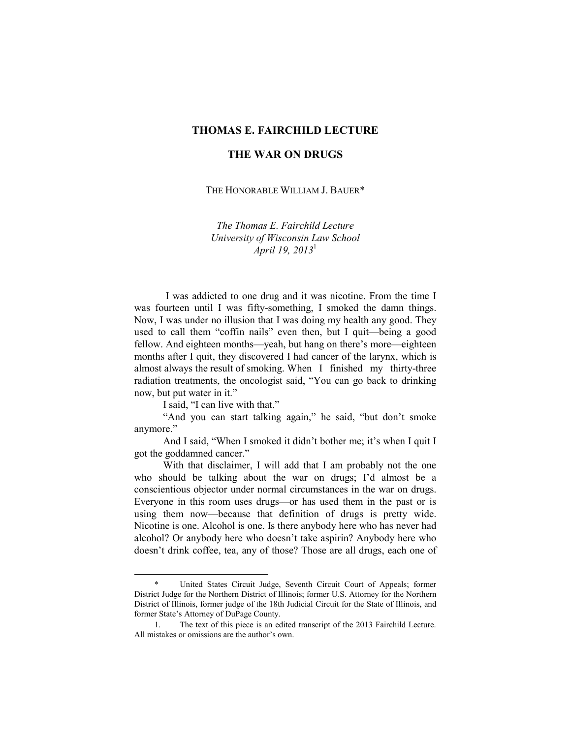# THOMAS E. FAIRCHILD LECTURE

## THE WAR ON DRUGS

THE HONORABLE WILLIAM J. BAUER*

*The Thomas E. Fairchild Lecture*
*University of Wisconsin Law School*
*April 19, 2013*[1]

I was addicted to one drug and it was nicotine. From the time I was fourteen until I was fifty-something, I smoked the damn things. Now, I was under no illusion that I was doing my health any good. They used to call them "coffin nails" even then, but I quit—being a good fellow. And eighteen months—yeah, but hang on there's more—eighteen months after I quit, they discovered I had cancer of the larynx, which is almost always the result of smoking. When I finished my thirty-three radiation treatments, the oncologist said, "You can go back to drinking now, but put water in it."

I said, "I can live with that."

"And you can start talking again," he said, "but don't smoke anymore."

And I said, "When I smoked it didn't bother me; it's when I quit I got the goddamned cancer."

With that disclaimer, I will add that I am probably not the one who should be talking about the war on drugs; I'd almost be a conscientious objector under normal circumstances in the war on drugs. Everyone in this room uses drugs—or has used them in the past or is using them now—because that definition of drugs is pretty wide. Nicotine is one. Alcohol is one. Is there anybody here who has never had alcohol? Or anybody here who doesn't take aspirin? Anybody here who doesn't drink coffee, tea, any of those? Those are all drugs, each one of

---

\* United States Circuit Judge, Seventh Circuit Court of Appeals; former District Judge for the Northern District of Illinois; former U.S. Attorney for the Northern District of Illinois, former judge of the 18th Judicial Circuit for the State of Illinois, and former State's Attorney of DuPage County.

1. The text of this piece is an edited transcript of the 2013 Fairchild Lecture. All mistakes or omissions are the author's own.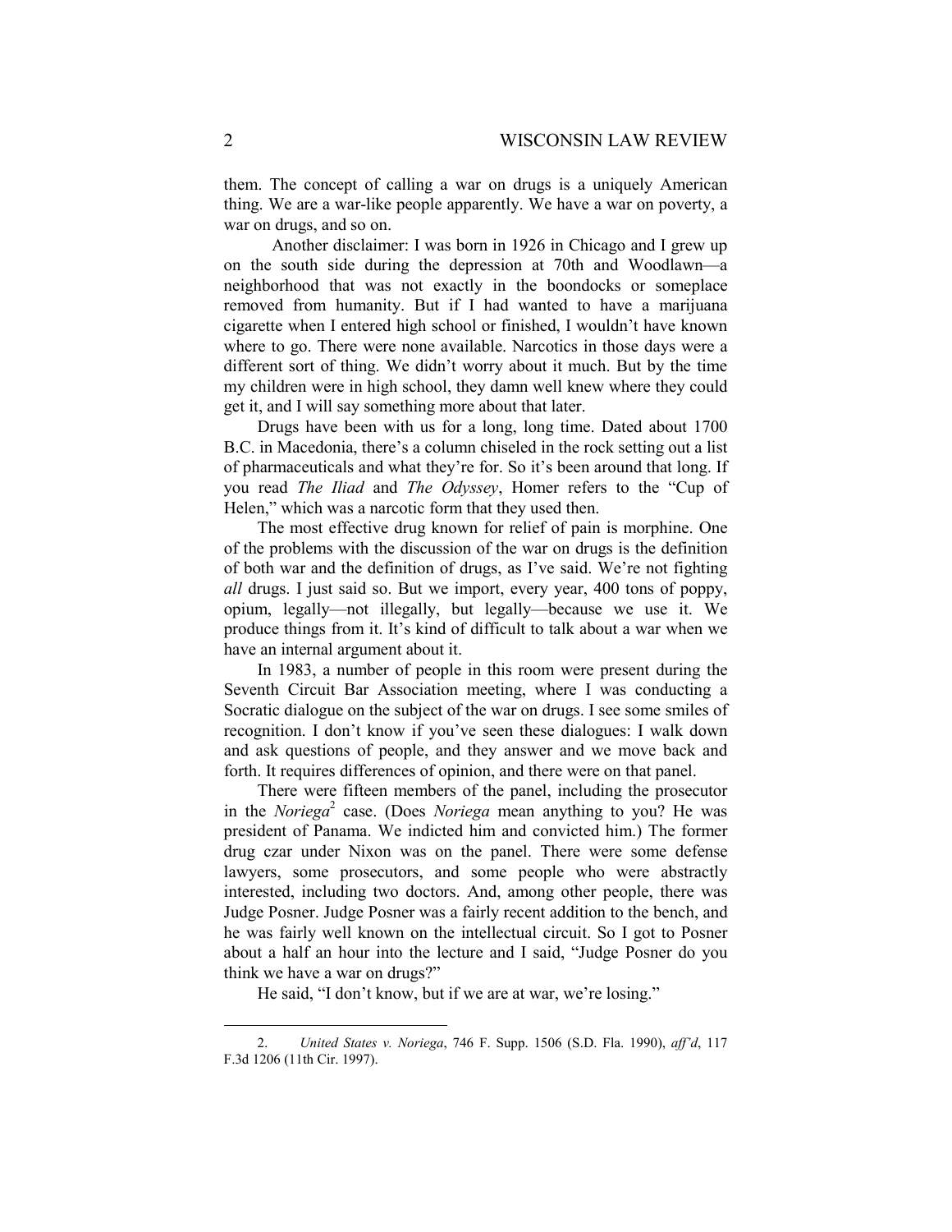them. The concept of calling a war on drugs is a uniquely American thing. We are a war-like people apparently. We have a war on poverty, a war on drugs, and so on.

Another disclaimer: I was born in 1926 in Chicago and I grew up on the south side during the depression at 70th and Woodlawn—a neighborhood that was not exactly in the boondocks or someplace removed from humanity. But if I had wanted to have a marijuana cigarette when I entered high school or finished, I wouldn't have known where to go. There were none available. Narcotics in those days were a different sort of thing. We didn't worry about it much. But by the time my children were in high school, they damn well knew where they could get it, and I will say something more about that later.

Drugs have been with us for a long, long time. Dated about 1700 B.C. in Macedonia, there's a column chiseled in the rock setting out a list of pharmaceuticals and what they're for. So it's been around that long. If you read *The Iliad* and *The Odyssey*, Homer refers to the "Cup of Helen," which was a narcotic form that they used then.

The most effective drug known for relief of pain is morphine. One of the problems with the discussion of the war on drugs is the definition of both war and the definition of drugs, as I've said. We're not fighting *all* drugs. I just said so. But we import, every year, 400 tons of poppy, opium, legally—not illegally, but legally—because we use it. We produce things from it. It's kind of difficult to talk about a war when we have an internal argument about it.

In 1983, a number of people in this room were present during the Seventh Circuit Bar Association meeting, where I was conducting a Socratic dialogue on the subject of the war on drugs. I see some smiles of recognition. I don't know if you've seen these dialogues: I walk down and ask questions of people, and they answer and we move back and forth. It requires differences of opinion, and there were on that panel.

There were fifteen members of the panel, including the prosecutor in the *Noriega*[2] case. (Does *Noriega* mean anything to you? He was president of Panama. We indicted him and convicted him.) The former drug czar under Nixon was on the panel. There were some defense lawyers, some prosecutors, and some people who were abstractly interested, including two doctors. And, among other people, there was Judge Posner. Judge Posner was a fairly recent addition to the bench, and he was fairly well known on the intellectual circuit. So I got to Posner about a half an hour into the lecture and I said, "Judge Posner do you think we have a war on drugs?"

He said, "I don't know, but if we are at war, we're losing."

---

2. *United States v. Noriega*, 746 F. Supp. 1506 (S.D. Fla. 1990), *aff'd*, 117 F.3d 1206 (11th Cir. 1997).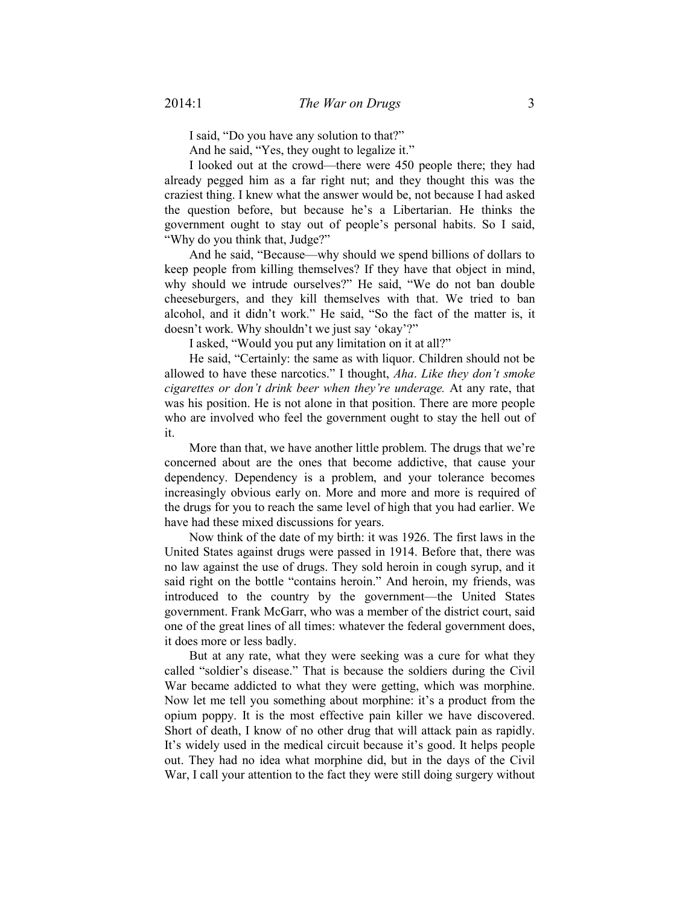I said, "Do you have any solution to that?"

And he said, "Yes, they ought to legalize it."

I looked out at the crowd—there were 450 people there; they had already pegged him as a far right nut; and they thought this was the craziest thing. I knew what the answer would be, not because I had asked the question before, but because he's a Libertarian. He thinks the government ought to stay out of people's personal habits. So I said, "Why do you think that, Judge?"

And he said, "Because—why should we spend billions of dollars to keep people from killing themselves? If they have that object in mind, why should we intrude ourselves?" He said, "We do not ban double cheeseburgers, and they kill themselves with that. We tried to ban alcohol, and it didn't work." He said, "So the fact of the matter is, it doesn't work. Why shouldn't we just say 'okay'?"

I asked, "Would you put any limitation on it at all?"

He said, "Certainly: the same as with liquor. Children should not be allowed to have these narcotics." I thought, *Aha*. *Like they don't smoke cigarettes or don't drink beer when they're underage.* At any rate, that was his position. He is not alone in that position. There are more people who are involved who feel the government ought to stay the hell out of it.

More than that, we have another little problem. The drugs that we're concerned about are the ones that become addictive, that cause your dependency. Dependency is a problem, and your tolerance becomes increasingly obvious early on. More and more and more is required of the drugs for you to reach the same level of high that you had earlier. We have had these mixed discussions for years.

Now think of the date of my birth: it was 1926. The first laws in the United States against drugs were passed in 1914. Before that, there was no law against the use of drugs. They sold heroin in cough syrup, and it said right on the bottle "contains heroin." And heroin, my friends, was introduced to the country by the government—the United States government. Frank McGarr, who was a member of the district court, said one of the great lines of all times: whatever the federal government does, it does more or less badly.

But at any rate, what they were seeking was a cure for what they called "soldier's disease." That is because the soldiers during the Civil War became addicted to what they were getting, which was morphine. Now let me tell you something about morphine: it's a product from the opium poppy. It is the most effective pain killer we have discovered. Short of death, I know of no other drug that will attack pain as rapidly. It's widely used in the medical circuit because it's good. It helps people out. They had no idea what morphine did, but in the days of the Civil War, I call your attention to the fact they were still doing surgery without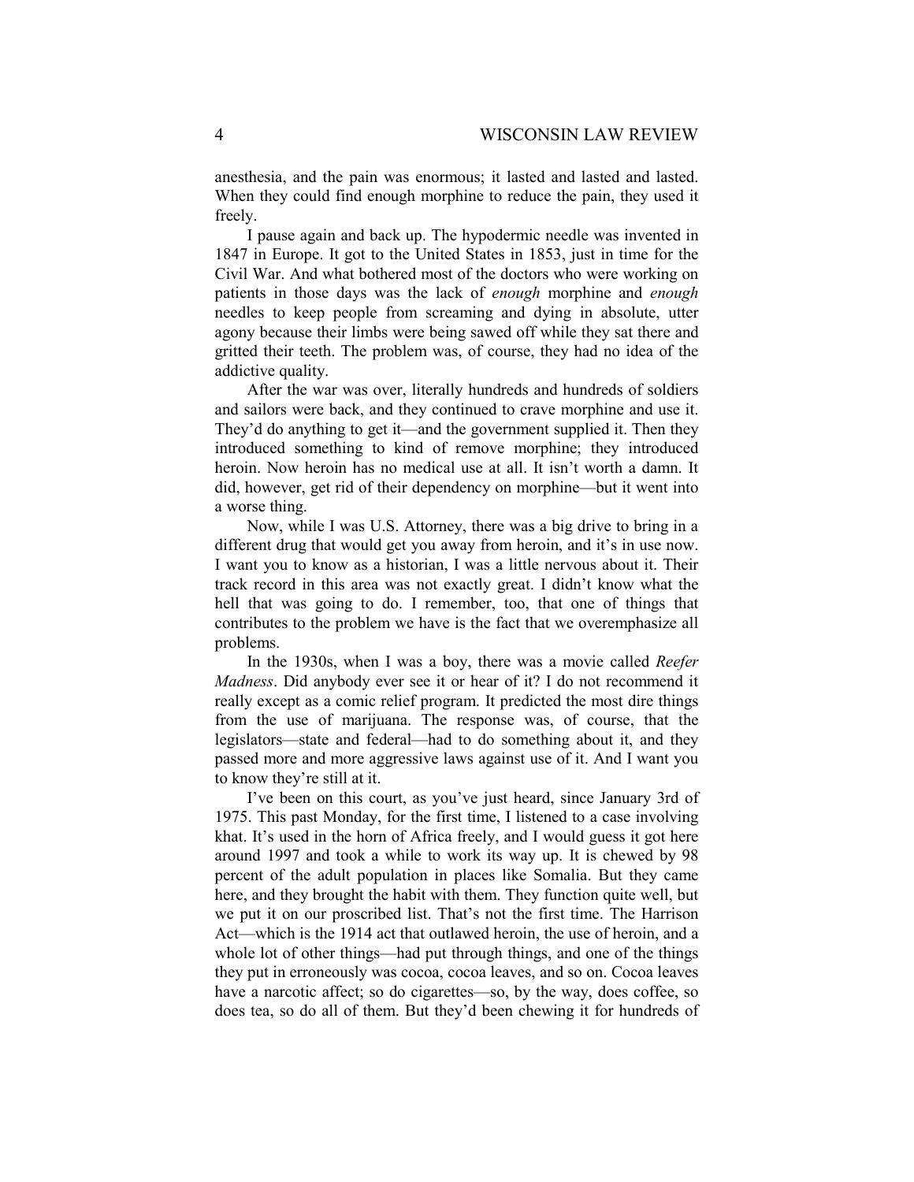anesthesia, and the pain was enormous; it lasted and lasted and lasted. When they could find enough morphine to reduce the pain, they used it freely.

I pause again and back up. The hypodermic needle was invented in 1847 in Europe. It got to the United States in 1853, just in time for the Civil War. And what bothered most of the doctors who were working on patients in those days was the lack of *enough* morphine and *enough* needles to keep people from screaming and dying in absolute, utter agony because their limbs were being sawed off while they sat there and gritted their teeth. The problem was, of course, they had no idea of the addictive quality.

After the war was over, literally hundreds and hundreds of soldiers and sailors were back, and they continued to crave morphine and use it. They'd do anything to get it—and the government supplied it. Then they introduced something to kind of remove morphine; they introduced heroin. Now heroin has no medical use at all. It isn't worth a damn. It did, however, get rid of their dependency on morphine—but it went into a worse thing.

Now, while I was U.S. Attorney, there was a big drive to bring in a different drug that would get you away from heroin, and it's in use now. I want you to know as a historian, I was a little nervous about it. Their track record in this area was not exactly great. I didn't know what the hell that was going to do. I remember, too, that one of things that contributes to the problem we have is the fact that we overemphasize all problems.

In the 1930s, when I was a boy, there was a movie called *Reefer Madness*. Did anybody ever see it or hear of it? I do not recommend it really except as a comic relief program. It predicted the most dire things from the use of marijuana. The response was, of course, that the legislators—state and federal—had to do something about it, and they passed more and more aggressive laws against use of it. And I want you to know they're still at it.

I've been on this court, as you've just heard, since January 3rd of 1975. This past Monday, for the first time, I listened to a case involving khat. It's used in the horn of Africa freely, and I would guess it got here around 1997 and took a while to work its way up. It is chewed by 98 percent of the adult population in places like Somalia. But they came here, and they brought the habit with them. They function quite well, but we put it on our proscribed list. That's not the first time. The Harrison Act—which is the 1914 act that outlawed heroin, the use of heroin, and a whole lot of other things—had put through things, and one of the things they put in erroneously was cocoa, cocoa leaves, and so on. Cocoa leaves have a narcotic affect; so do cigarettes—so, by the way, does coffee, so does tea, so do all of them. But they'd been chewing it for hundreds of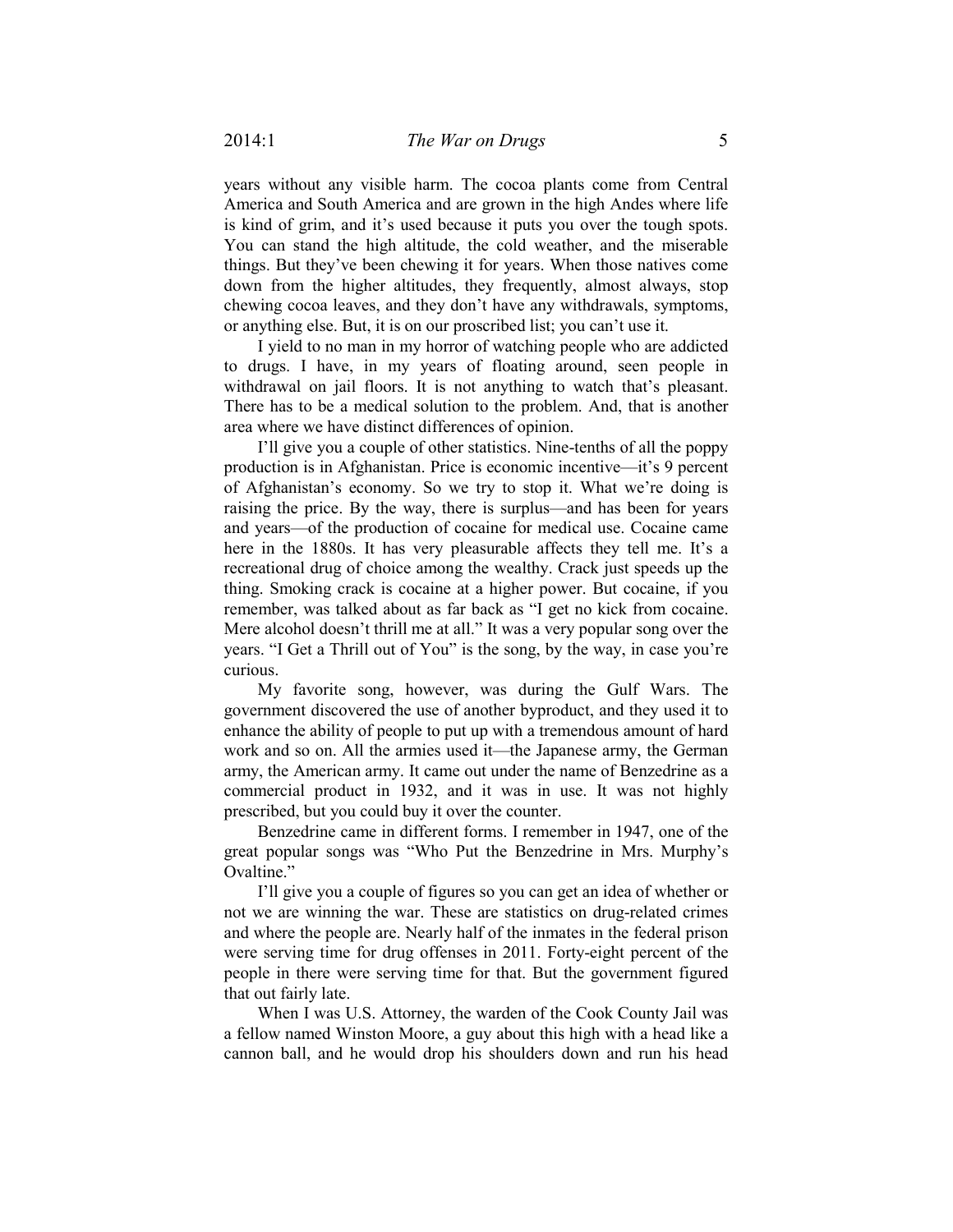years without any visible harm. The cocoa plants come from Central America and South America and are grown in the high Andes where life is kind of grim, and it's used because it puts you over the tough spots. You can stand the high altitude, the cold weather, and the miserable things. But they've been chewing it for years. When those natives come down from the higher altitudes, they frequently, almost always, stop chewing cocoa leaves, and they don't have any withdrawals, symptoms, or anything else. But, it is on our proscribed list; you can't use it.

I yield to no man in my horror of watching people who are addicted to drugs. I have, in my years of floating around, seen people in withdrawal on jail floors. It is not anything to watch that's pleasant. There has to be a medical solution to the problem. And, that is another area where we have distinct differences of opinion.

I'll give you a couple of other statistics. Nine-tenths of all the poppy production is in Afghanistan. Price is economic incentive—it's 9 percent of Afghanistan's economy. So we try to stop it. What we're doing is raising the price. By the way, there is surplus—and has been for years and years—of the production of cocaine for medical use. Cocaine came here in the 1880s. It has very pleasurable affects they tell me. It's a recreational drug of choice among the wealthy. Crack just speeds up the thing. Smoking crack is cocaine at a higher power. But cocaine, if you remember, was talked about as far back as "I get no kick from cocaine. Mere alcohol doesn't thrill me at all." It was a very popular song over the years. "I Get a Thrill out of You" is the song, by the way, in case you're curious.

My favorite song, however, was during the Gulf Wars. The government discovered the use of another byproduct, and they used it to enhance the ability of people to put up with a tremendous amount of hard work and so on. All the armies used it—the Japanese army, the German army, the American army. It came out under the name of Benzedrine as a commercial product in 1932, and it was in use. It was not highly prescribed, but you could buy it over the counter.

Benzedrine came in different forms. I remember in 1947, one of the great popular songs was "Who Put the Benzedrine in Mrs. Murphy's Ovaltine."

I'll give you a couple of figures so you can get an idea of whether or not we are winning the war. These are statistics on drug-related crimes and where the people are. Nearly half of the inmates in the federal prison were serving time for drug offenses in 2011. Forty-eight percent of the people in there were serving time for that. But the government figured that out fairly late.

When I was U.S. Attorney, the warden of the Cook County Jail was a fellow named Winston Moore, a guy about this high with a head like a cannon ball, and he would drop his shoulders down and run his head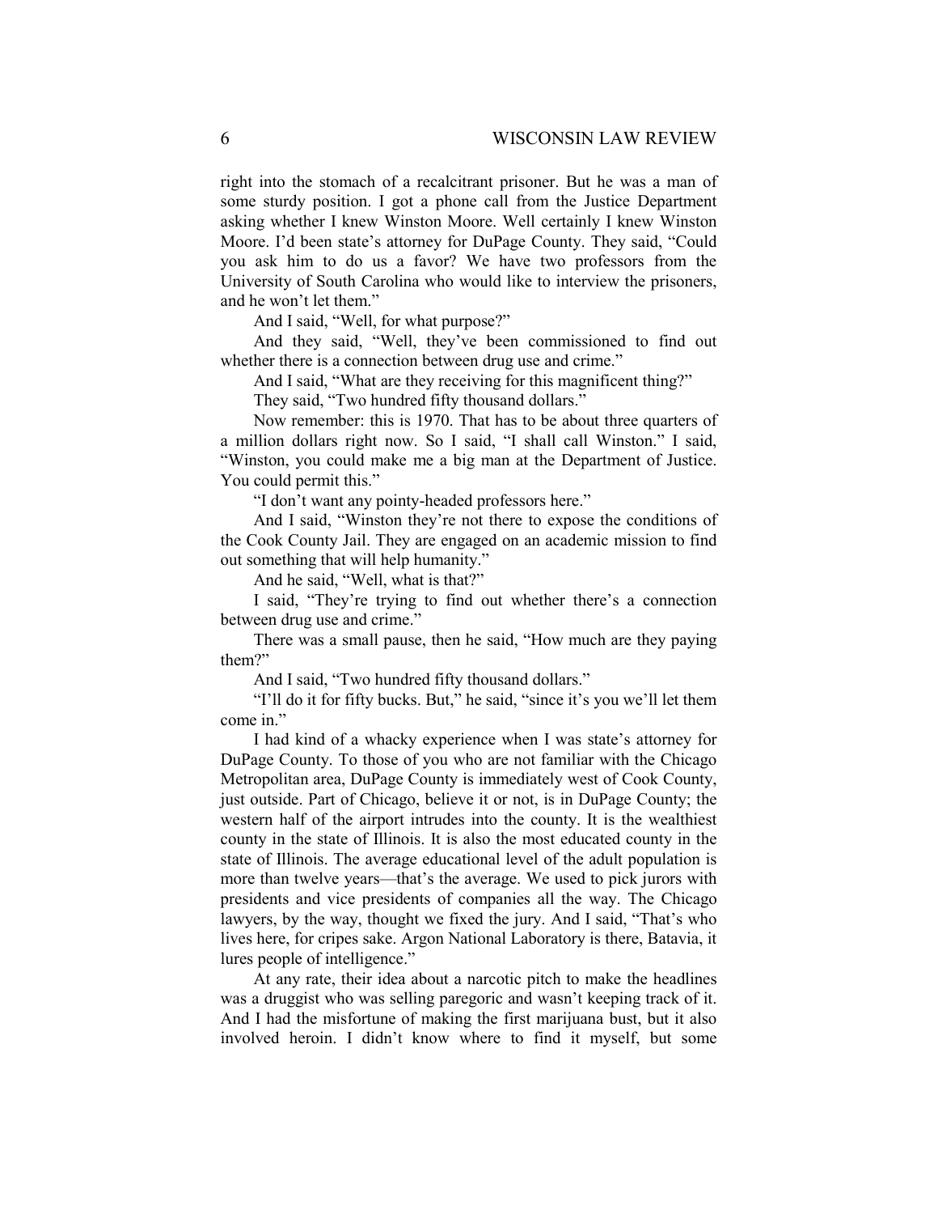right into the stomach of a recalcitrant prisoner. But he was a man of some sturdy position. I got a phone call from the Justice Department asking whether I knew Winston Moore. Well certainly I knew Winston Moore. I'd been state's attorney for DuPage County. They said, "Could you ask him to do us a favor? We have two professors from the University of South Carolina who would like to interview the prisoners, and he won't let them."

And I said, "Well, for what purpose?"

And they said, "Well, they've been commissioned to find out whether there is a connection between drug use and crime."

And I said, "What are they receiving for this magnificent thing?"

They said, "Two hundred fifty thousand dollars."

Now remember: this is 1970. That has to be about three quarters of a million dollars right now. So I said, "I shall call Winston." I said, "Winston, you could make me a big man at the Department of Justice. You could permit this."

"I don't want any pointy-headed professors here."

And I said, "Winston they're not there to expose the conditions of the Cook County Jail. They are engaged on an academic mission to find out something that will help humanity."

And he said, "Well, what is that?"

I said, "They're trying to find out whether there's a connection between drug use and crime."

There was a small pause, then he said, "How much are they paying them?"

And I said, "Two hundred fifty thousand dollars."

"I'll do it for fifty bucks. But," he said, "since it's you we'll let them come in."

I had kind of a whacky experience when I was state's attorney for DuPage County. To those of you who are not familiar with the Chicago Metropolitan area, DuPage County is immediately west of Cook County, just outside. Part of Chicago, believe it or not, is in DuPage County; the western half of the airport intrudes into the county. It is the wealthiest county in the state of Illinois. It is also the most educated county in the state of Illinois. The average educational level of the adult population is more than twelve years—that's the average. We used to pick jurors with presidents and vice presidents of companies all the way. The Chicago lawyers, by the way, thought we fixed the jury. And I said, "That's who lives here, for cripes sake. Argon National Laboratory is there, Batavia, it lures people of intelligence."

At any rate, their idea about a narcotic pitch to make the headlines was a druggist who was selling paregoric and wasn't keeping track of it. And I had the misfortune of making the first marijuana bust, but it also involved heroin. I didn't know where to find it myself, but some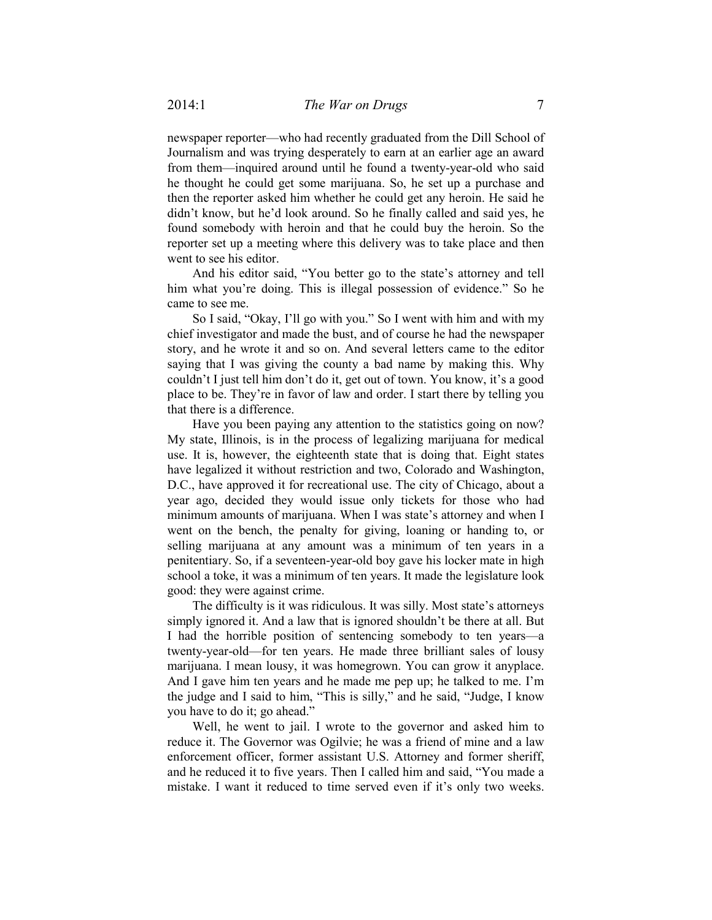newspaper reporter—who had recently graduated from the Dill School of Journalism and was trying desperately to earn at an earlier age an award from them—inquired around until he found a twenty-year-old who said he thought he could get some marijuana. So, he set up a purchase and then the reporter asked him whether he could get any heroin. He said he didn't know, but he'd look around. So he finally called and said yes, he found somebody with heroin and that he could buy the heroin. So the reporter set up a meeting where this delivery was to take place and then went to see his editor.

And his editor said, "You better go to the state's attorney and tell him what you're doing. This is illegal possession of evidence." So he came to see me.

So I said, "Okay, I'll go with you." So I went with him and with my chief investigator and made the bust, and of course he had the newspaper story, and he wrote it and so on. And several letters came to the editor saying that I was giving the county a bad name by making this. Why couldn't I just tell him don't do it, get out of town. You know, it's a good place to be. They're in favor of law and order. I start there by telling you that there is a difference.

Have you been paying any attention to the statistics going on now? My state, Illinois, is in the process of legalizing marijuana for medical use. It is, however, the eighteenth state that is doing that. Eight states have legalized it without restriction and two, Colorado and Washington, D.C., have approved it for recreational use. The city of Chicago, about a year ago, decided they would issue only tickets for those who had minimum amounts of marijuana. When I was state's attorney and when I went on the bench, the penalty for giving, loaning or handing to, or selling marijuana at any amount was a minimum of ten years in a penitentiary. So, if a seventeen-year-old boy gave his locker mate in high school a toke, it was a minimum of ten years. It made the legislature look good: they were against crime.

The difficulty is it was ridiculous. It was silly. Most state's attorneys simply ignored it. And a law that is ignored shouldn't be there at all. But I had the horrible position of sentencing somebody to ten years—a twenty-year-old—for ten years. He made three brilliant sales of lousy marijuana. I mean lousy, it was homegrown. You can grow it anyplace. And I gave him ten years and he made me pep up; he talked to me. I'm the judge and I said to him, "This is silly," and he said, "Judge, I know you have to do it; go ahead."

Well, he went to jail. I wrote to the governor and asked him to reduce it. The Governor was Ogilvie; he was a friend of mine and a law enforcement officer, former assistant U.S. Attorney and former sheriff, and he reduced it to five years. Then I called him and said, "You made a mistake. I want it reduced to time served even if it's only two weeks.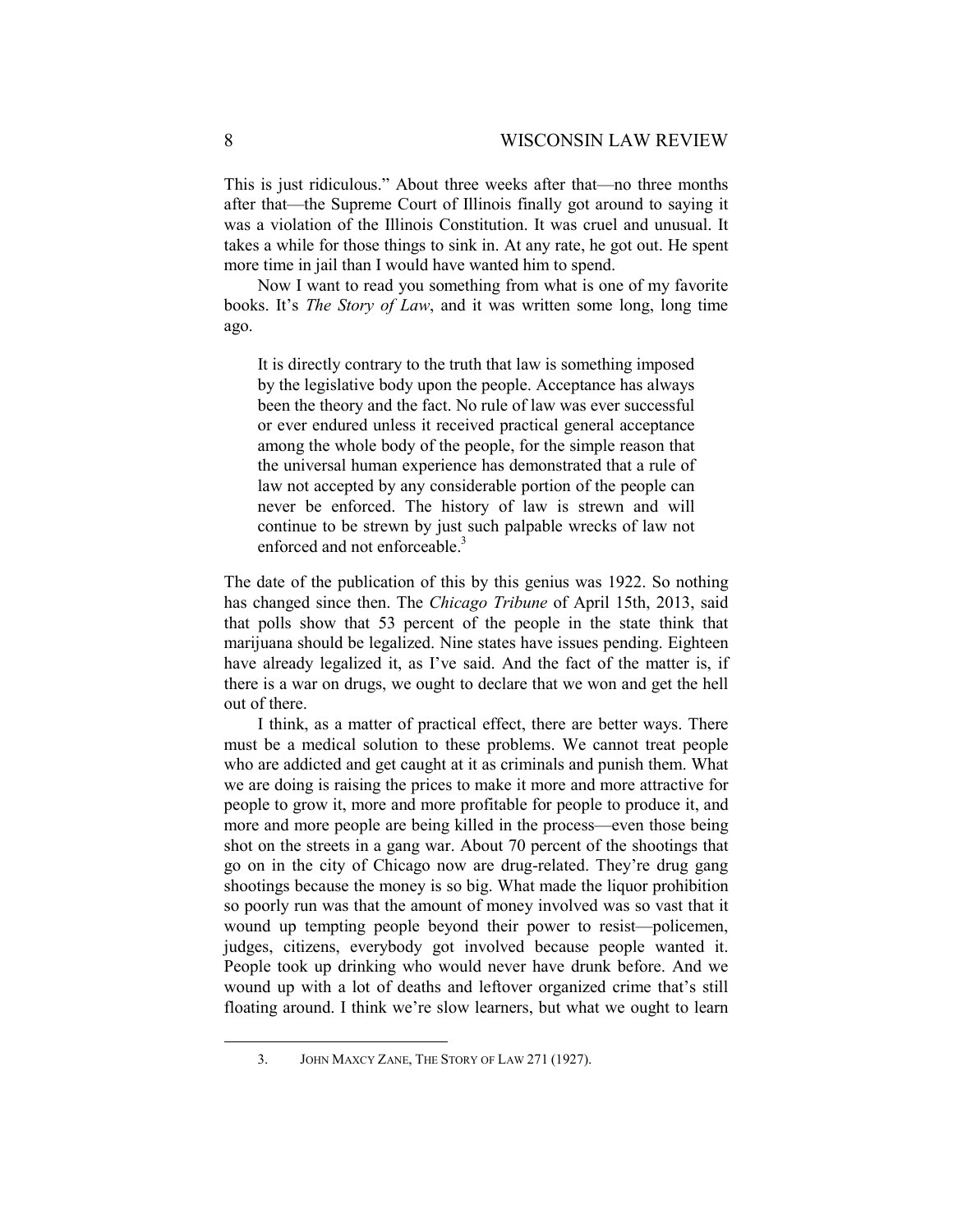This is just ridiculous." About three weeks after that—no three months after that—the Supreme Court of Illinois finally got around to saying it was a violation of the Illinois Constitution. It was cruel and unusual. It takes a while for those things to sink in. At any rate, he got out. He spent more time in jail than I would have wanted him to spend.

Now I want to read you something from what is one of my favorite books. It's *The Story of Law*, and it was written some long, long time ago.

> It is directly contrary to the truth that law is something imposed by the legislative body upon the people. Acceptance has always been the theory and the fact. No rule of law was ever successful or ever endured unless it received practical general acceptance among the whole body of the people, for the simple reason that the universal human experience has demonstrated that a rule of law not accepted by any considerable portion of the people can never be enforced. The history of law is strewn and will continue to be strewn by just such palpable wrecks of law not enforced and not enforceable.[3]

The date of the publication of this by this genius was 1922. So nothing has changed since then. The *Chicago Tribune* of April 15th, 2013, said that polls show that 53 percent of the people in the state think that marijuana should be legalized. Nine states have issues pending. Eighteen have already legalized it, as I've said. And the fact of the matter is, if there is a war on drugs, we ought to declare that we won and get the hell out of there.

I think, as a matter of practical effect, there are better ways. There must be a medical solution to these problems. We cannot treat people who are addicted and get caught at it as criminals and punish them. What we are doing is raising the prices to make it more and more attractive for people to grow it, more and more profitable for people to produce it, and more and more people are being killed in the process—even those being shot on the streets in a gang war. About 70 percent of the shootings that go on in the city of Chicago now are drug-related. They're drug gang shootings because the money is so big. What made the liquor prohibition so poorly run was that the amount of money involved was so vast that it wound up tempting people beyond their power to resist—policemen, judges, citizens, everybody got involved because people wanted it. People took up drinking who would never have drunk before. And we wound up with a lot of deaths and leftover organized crime that's still floating around. I think we're slow learners, but what we ought to learn

---

3. JOHN MAXCY ZANE, THE STORY OF LAW 271 (1927).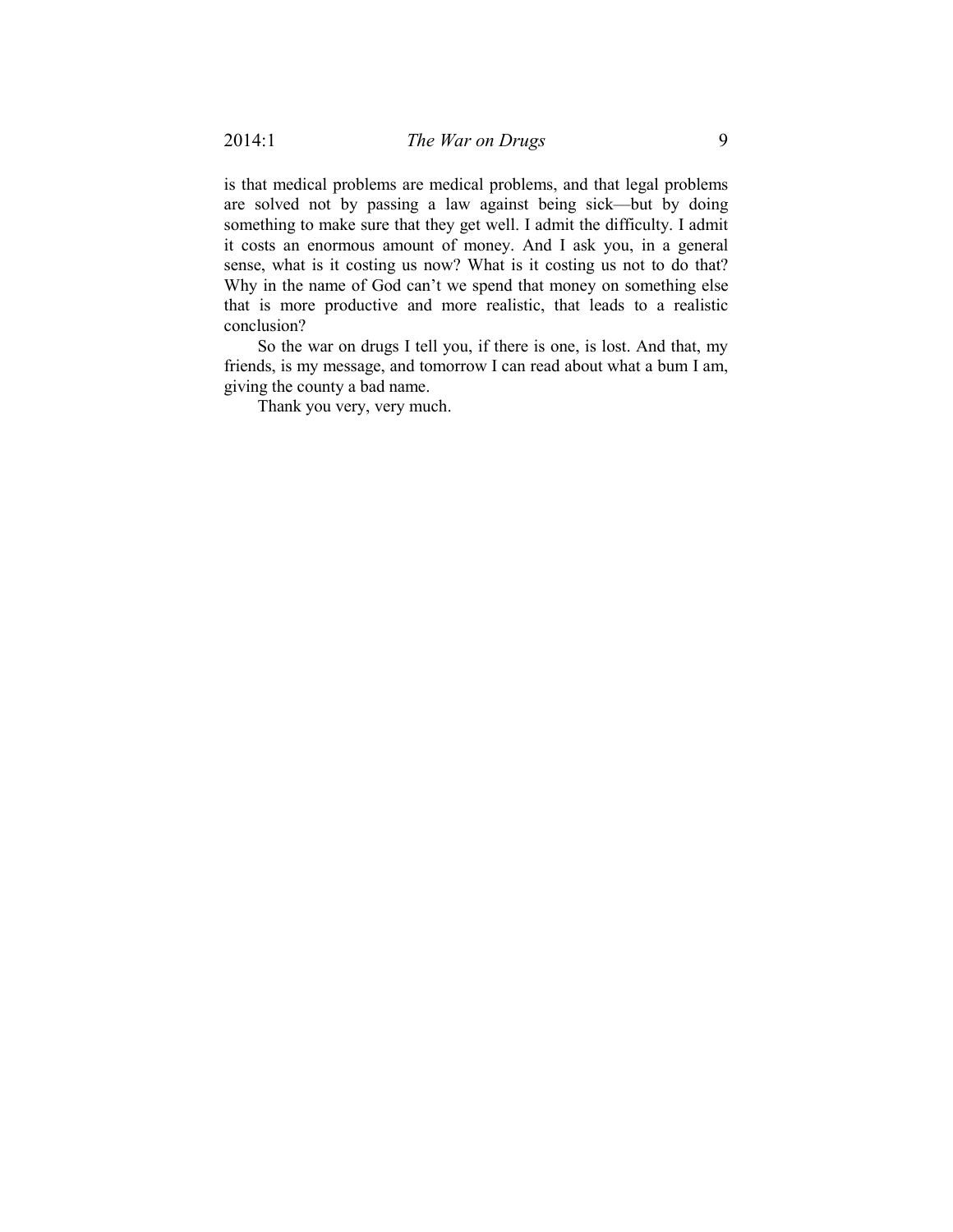is that medical problems are medical problems, and that legal problems are solved not by passing a law against being sick—but by doing something to make sure that they get well. I admit the difficulty. I admit it costs an enormous amount of money. And I ask you, in a general sense, what is it costing us now? What is it costing us not to do that? Why in the name of God can't we spend that money on something else that is more productive and more realistic, that leads to a realistic conclusion?

So the war on drugs I tell you, if there is one, is lost. And that, my friends, is my message, and tomorrow I can read about what a bum I am, giving the county a bad name.

Thank you very, very much.